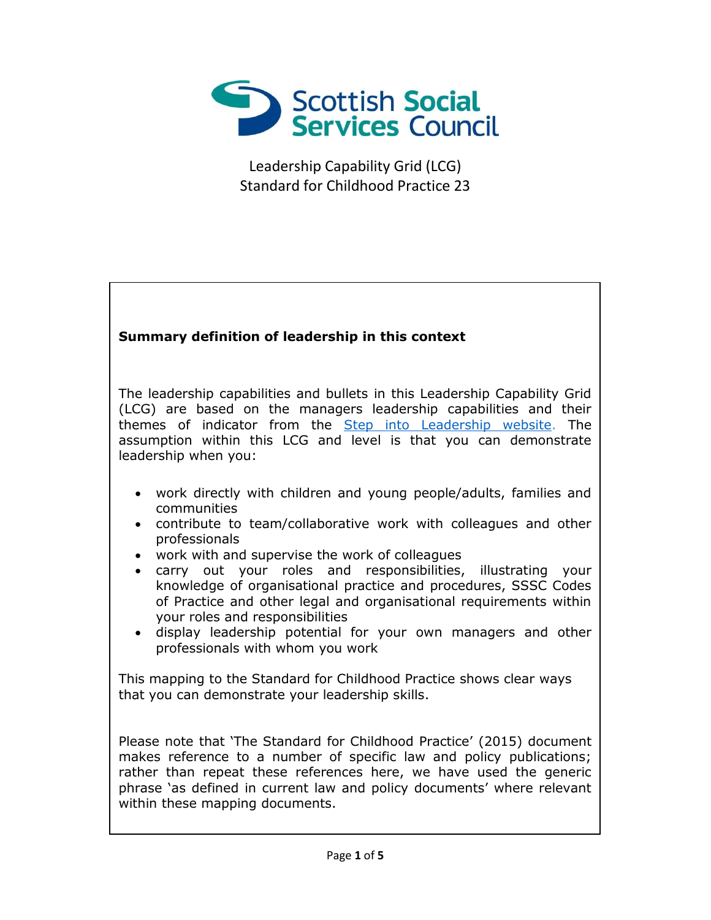Scottish Social Services Council

Leadership Capability Grid (LCG)
Standard for Childhood Practice 23

**Summary definition of leadership in this context**

The leadership capabilities and bullets in this Leadership Capability Grid (LCG) are based on the managers leadership capabilities and their themes of indicator from the Step into Leadership website. The assumption within this LCG and level is that you can demonstrate leadership when you:

- work directly with children and young people/adults, families and communities
- contribute to team/collaborative work with colleagues and other professionals
- work with and supervise the work of colleagues
- carry out your roles and responsibilities, illustrating your knowledge of organisational practice and procedures, SSSC Codes of Practice and other legal and organisational requirements within your roles and responsibilities
- display leadership potential for your own managers and other professionals with whom you work

This mapping to the Standard for Childhood Practice shows clear ways that you can demonstrate your leadership skills.

Please note that 'The Standard for Childhood Practice' (2015) document makes reference to a number of specific law and policy publications; rather than repeat these references here, we have used the generic phrase 'as defined in current law and policy documents' where relevant within these mapping documents.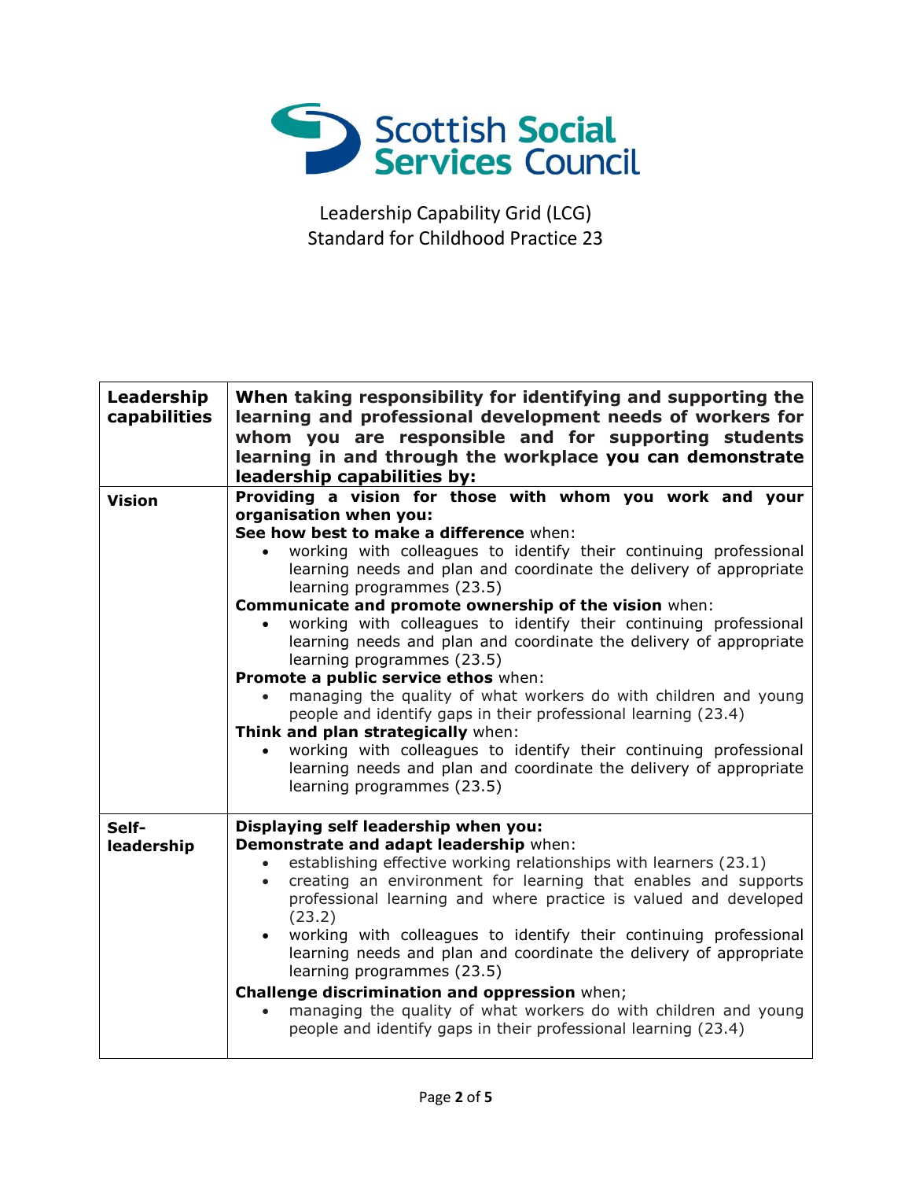Scottish Social Services Council

Leadership Capability Grid (LCG)
Standard for Childhood Practice 23

| **Leadership capabilities** | **When taking responsibility for identifying and supporting the learning and professional development needs of workers for whom you are responsible and for supporting students learning in and through the workplace you can demonstrate leadership capabilities by:** |
| --- | --- |
| **Vision** | **Providing a vision for those with whom you work and your organisation when you:**<br>**See how best to make a difference** when:<br>• working with colleagues to identify their continuing professional learning needs and plan and coordinate the delivery of appropriate learning programmes (23.5)<br>**Communicate and promote ownership of the vision** when:<br>• working with colleagues to identify their continuing professional learning needs and plan and coordinate the delivery of appropriate learning programmes (23.5)<br>**Promote a public service ethos** when:<br>• managing the quality of what workers do with children and young people and identify gaps in their professional learning (23.4)<br>**Think and plan strategically** when:<br>• working with colleagues to identify their continuing professional learning needs and plan and coordinate the delivery of appropriate learning programmes (23.5) |
| **Self-leadership** | **Displaying self leadership when you:**<br>**Demonstrate and adapt leadership** when:<br>• establishing effective working relationships with learners (23.1)<br>• creating an environment for learning that enables and supports professional learning and where practice is valued and developed (23.2)<br>• working with colleagues to identify their continuing professional learning needs and plan and coordinate the delivery of appropriate learning programmes (23.5)<br>**Challenge discrimination and oppression** when;<br>• managing the quality of what workers do with children and young people and identify gaps in their professional learning (23.4) |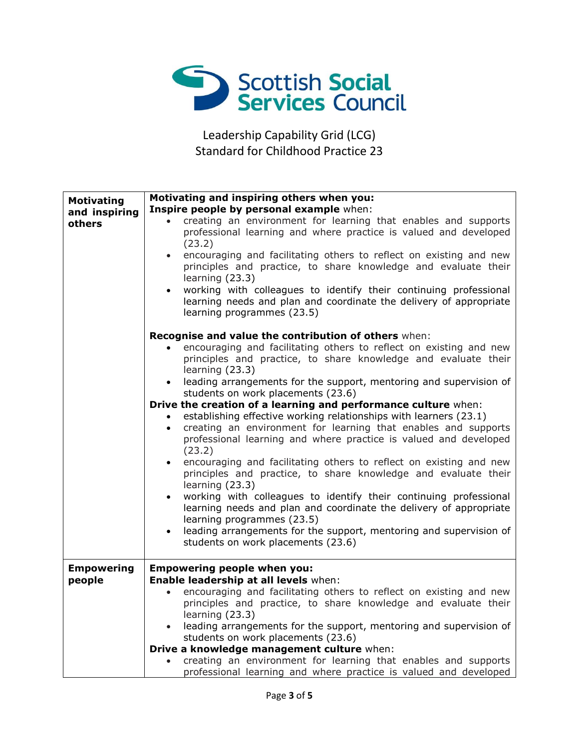Scottish Social Services Council

Leadership Capability Grid (LCG)
Standard for Childhood Practice 23

| | |
|---|---|
| **Motivating and inspiring others** | **Motivating and inspiring others when you:**<br>**Inspire people by personal example** when:<br>• creating an environment for learning that enables and supports professional learning and where practice is valued and developed (23.2)<br>• encouraging and facilitating others to reflect on existing and new principles and practice, to share knowledge and evaluate their learning (23.3)<br>• working with colleagues to identify their continuing professional learning needs and plan and coordinate the delivery of appropriate learning programmes (23.5)<br><br>**Recognise and value the contribution of others** when:<br>• encouraging and facilitating others to reflect on existing and new principles and practice, to share knowledge and evaluate their learning (23.3)<br>• leading arrangements for the support, mentoring and supervision of students on work placements (23.6)<br>**Drive the creation of a learning and performance culture** when:<br>• establishing effective working relationships with learners (23.1)<br>• creating an environment for learning that enables and supports professional learning and where practice is valued and developed (23.2)<br>• encouraging and facilitating others to reflect on existing and new principles and practice, to share knowledge and evaluate their learning (23.3)<br>• working with colleagues to identify their continuing professional learning needs and plan and coordinate the delivery of appropriate learning programmes (23.5)<br>• leading arrangements for the support, mentoring and supervision of students on work placements (23.6) |
| **Empowering people** | **Empowering people when you:**<br>**Enable leadership at all levels** when:<br>• encouraging and facilitating others to reflect on existing and new principles and practice, to share knowledge and evaluate their learning (23.3)<br>• leading arrangements for the support, mentoring and supervision of students on work placements (23.6)<br>**Drive a knowledge management culture** when:<br>• creating an environment for learning that enables and supports professional learning and where practice is valued and developed |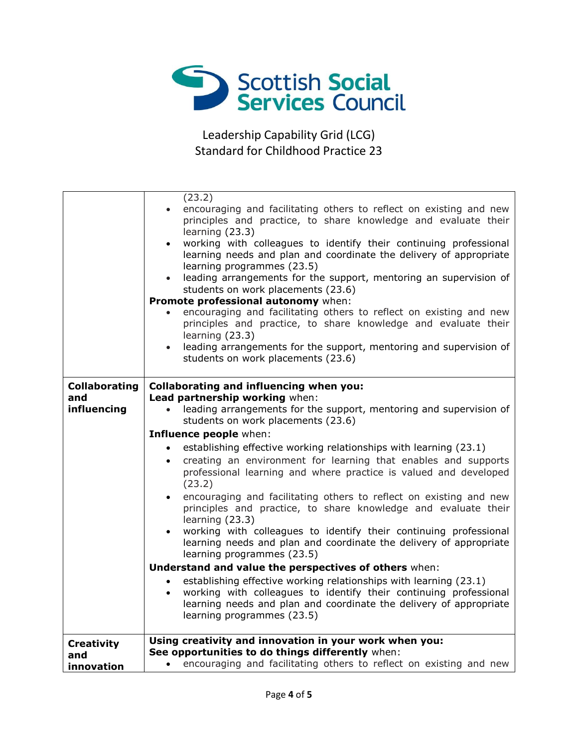Leadership Capability Grid (LCG)
Standard for Childhood Practice 23

| | |
|---|---|
| | (23.2)<br>• encouraging and facilitating others to reflect on existing and new principles and practice, to share knowledge and evaluate their learning (23.3)<br>• working with colleagues to identify their continuing professional learning needs and plan and coordinate the delivery of appropriate learning programmes (23.5)<br>• leading arrangements for the support, mentoring an supervision of students on work placements (23.6)<br>**Promote professional autonomy** when:<br>• encouraging and facilitating others to reflect on existing and new principles and practice, to share knowledge and evaluate their learning (23.3)<br>• leading arrangements for the support, mentoring and supervision of students on work placements (23.6) |
| **Collaborating and influencing** | **Collaborating and influencing when you:**<br>**Lead partnership working** when:<br>• leading arrangements for the support, mentoring and supervision of students on work placements (23.6)<br>**Influence people** when:<br>• establishing effective working relationships with learning (23.1)<br>• creating an environment for learning that enables and supports professional learning and where practice is valued and developed (23.2)<br>• encouraging and facilitating others to reflect on existing and new principles and practice, to share knowledge and evaluate their learning (23.3)<br>• working with colleagues to identify their continuing professional learning needs and plan and coordinate the delivery of appropriate learning programmes (23.5)<br>**Understand and value the perspectives of others** when:<br>• establishing effective working relationships with learning (23.1)<br>• working with colleagues to identify their continuing professional learning needs and plan and coordinate the delivery of appropriate learning programmes (23.5) |
| **Creativity and innovation** | **Using creativity and innovation in your work when you:**<br>**See opportunities to do things differently** when:<br>• encouraging and facilitating others to reflect on existing and new |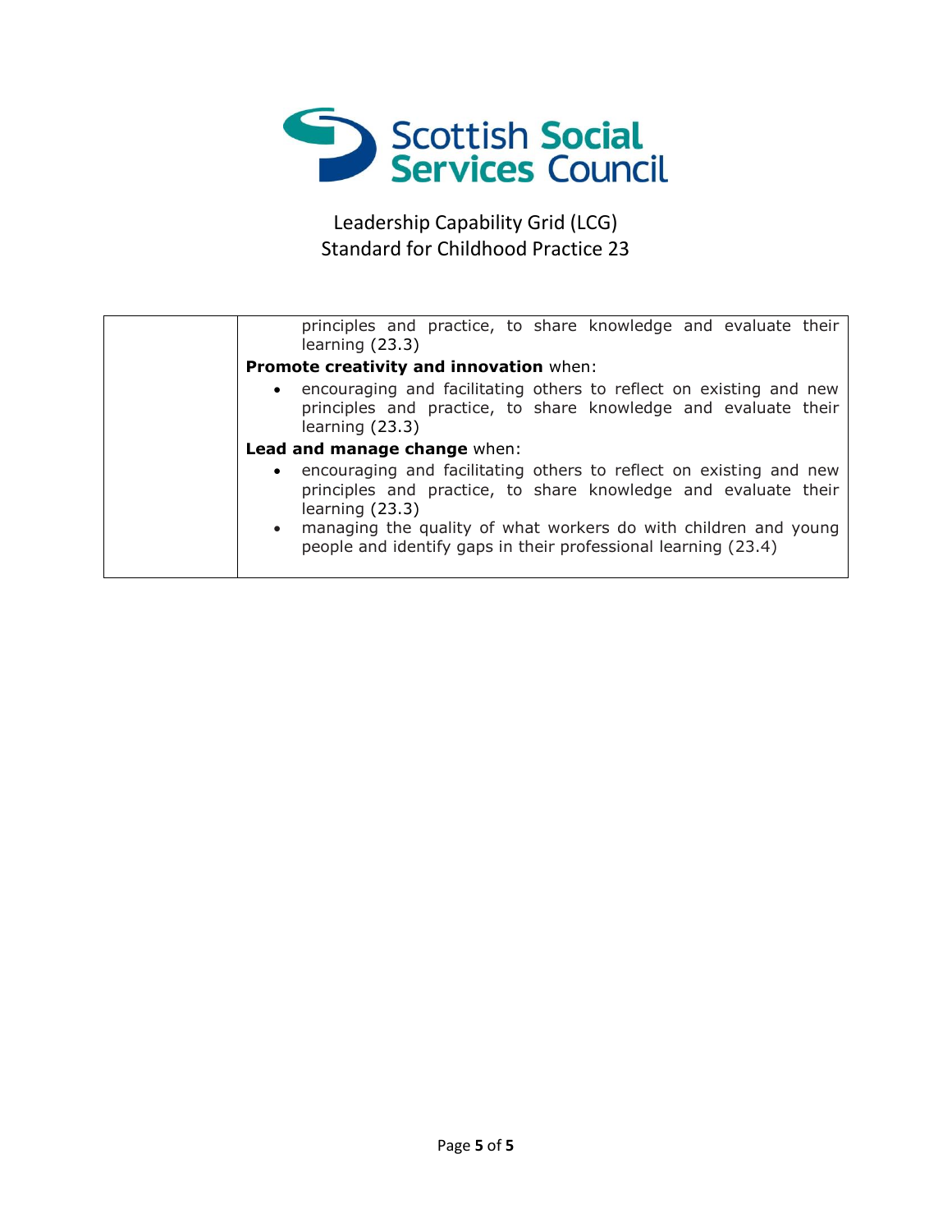| | |
|---|---|
| | principles and practice, to share knowledge and evaluate their learning (23.3)<br>**Promote creativity and innovation** when:<br>• encouraging and facilitating others to reflect on existing and new principles and practice, to share knowledge and evaluate their learning (23.3)<br>**Lead and manage change** when:<br>• encouraging and facilitating others to reflect on existing and new principles and practice, to share knowledge and evaluate their learning (23.3)<br>• managing the quality of what workers do with children and young people and identify gaps in their professional learning (23.4) |